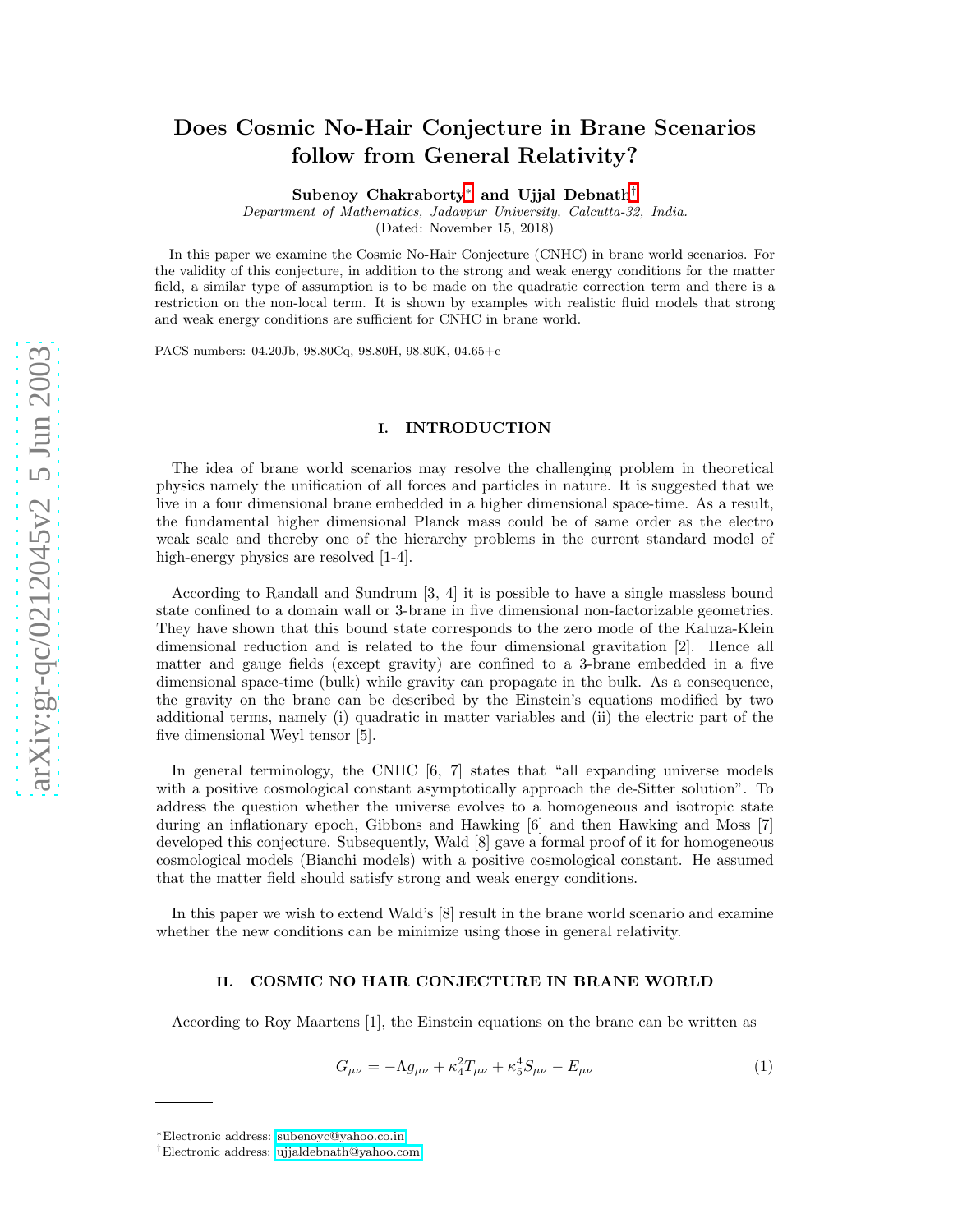# Does Cosmic No-Hair Conjecture in Brane Scenarios follow from General Relativity?

**Subenoy Chakraborty[*] and Ujjal Debnath[†]**

*Department of Mathematics, Jadavpur University, Calcutta-32, India.*

(Dated: November 15, 2018)

In this paper we examine the Cosmic No-Hair Conjecture (CNHC) in brane world scenarios. For the validity of this conjecture, in addition to the strong and weak energy conditions for the matter field, a similar type of assumption is to be made on the quadratic correction term and there is a restriction on the non-local term. It is shown by examples with realistic fluid models that strong and weak energy conditions are sufficient for CNHC in brane world.

PACS numbers: 04.20Jb, 98.80Cq, 98.80H, 98.80K, 04.65+e

## I. INTRODUCTION

The idea of brane world scenarios may resolve the challenging problem in theoretical physics namely the unification of all forces and particles in nature. It is suggested that we live in a four dimensional brane embedded in a higher dimensional space-time. As a result, the fundamental higher dimensional Planck mass could be of same order as the electro weak scale and thereby one of the hierarchy problems in the current standard model of high-energy physics are resolved [1-4].

According to Randall and Sundrum [3, 4] it is possible to have a single massless bound state confined to a domain wall or 3-brane in five dimensional non-factorizable geometries. They have shown that this bound state corresponds to the zero mode of the Kaluza-Klein dimensional reduction and is related to the four dimensional gravitation [2]. Hence all matter and gauge fields (except gravity) are confined to a 3-brane embedded in a five dimensional space-time (bulk) while gravity can propagate in the bulk. As a consequence, the gravity on the brane can be described by the Einstein's equations modified by two additional terms, namely (i) quadratic in matter variables and (ii) the electric part of the five dimensional Weyl tensor [5].

In general terminology, the CNHC [6, 7] states that "all expanding universe models with a positive cosmological constant asymptotically approach the de-Sitter solution". To address the question whether the universe evolves to a homogeneous and isotropic state during an inflationary epoch, Gibbons and Hawking [6] and then Hawking and Moss [7] developed this conjecture. Subsequently, Wald [8] gave a formal proof of it for homogeneous cosmological models (Bianchi models) with a positive cosmological constant. He assumed that the matter field should satisfy strong and weak energy conditions.

In this paper we wish to extend Wald's [8] result in the brane world scenario and examine whether the new conditions can be minimize using those in general relativity.

## II. COSMIC NO HAIR CONJECTURE IN BRANE WORLD

According to Roy Maartens [1], the Einstein equations on the brane can be written as

$$G_{\mu\nu} = -\Lambda g_{\mu\nu} + \kappa_4^2 T_{\mu\nu} + \kappa_5^4 S_{\mu\nu} - E_{\mu\nu} \tag{1}$$

---

[*] Electronic address: subenoyc@yahoo.co.in

[†] Electronic address: ujjaldebnath@yahoo.com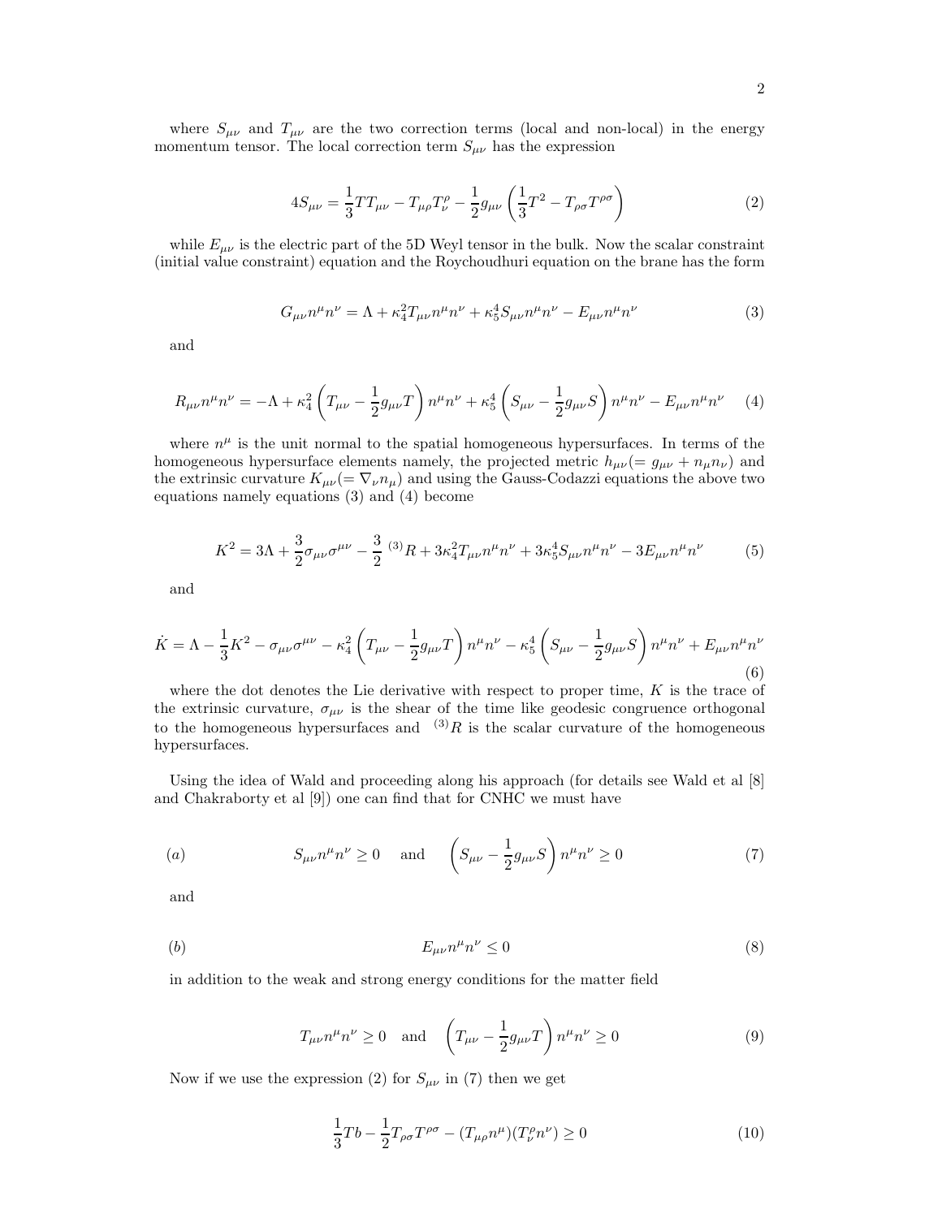where $S_{\mu\nu}$ and $T_{\mu\nu}$ are the two correction terms (local and non-local) in the energy momentum tensor. The local correction term $S_{\mu\nu}$ has the expression

$$4S_{\mu\nu} = \frac{1}{3}TT_{\mu\nu} - T_{\mu\rho}T^{\rho}_{\nu} - \frac{1}{2}g_{\mu\nu}\left(\frac{1}{3}T^2 - T_{\rho\sigma}T^{\rho\sigma}\right) \tag{2}$$

while $E_{\mu\nu}$ is the electric part of the 5D Weyl tensor in the bulk. Now the scalar constraint (initial value constraint) equation and the Roychoudhuri equation on the brane has the form

$$G_{\mu\nu}n^{\mu}n^{\nu} = \Lambda + \kappa_4^2 T_{\mu\nu}n^{\mu}n^{\nu} + \kappa_5^4 S_{\mu\nu}n^{\mu}n^{\nu} - E_{\mu\nu}n^{\mu}n^{\nu} \tag{3}$$

and

$$R_{\mu\nu}n^{\mu}n^{\nu} = -\Lambda + \kappa_4^2\left(T_{\mu\nu} - \frac{1}{2}g_{\mu\nu}T\right)n^{\mu}n^{\nu} + \kappa_5^4\left(S_{\mu\nu} - \frac{1}{2}g_{\mu\nu}S\right)n^{\mu}n^{\nu} - E_{\mu\nu}n^{\mu}n^{\nu} \tag{4}$$

where $n^{\mu}$ is the unit normal to the spatial homogeneous hypersurfaces. In terms of the homogeneous hypersurface elements namely, the projected metric $h_{\mu\nu}(= g_{\mu\nu} + n_{\mu}n_{\nu})$ and the extrinsic curvature $K_{\mu\nu}(= \nabla_{\nu}n_{\mu})$ and using the Gauss-Codazzi equations the above two equations namely equations (3) and (4) become

$$K^2 = 3\Lambda + \frac{3}{2}\sigma_{\mu\nu}\sigma^{\mu\nu} - \frac{3}{2}\,{}^{(3)}R + 3\kappa_4^2 T_{\mu\nu}n^{\mu}n^{\nu} + 3\kappa_5^4 S_{\mu\nu}n^{\mu}n^{\nu} - 3E_{\mu\nu}n^{\mu}n^{\nu} \tag{5}$$

and

$$\dot{K} = \Lambda - \frac{1}{3}K^2 - \sigma_{\mu\nu}\sigma^{\mu\nu} - \kappa_4^2\left(T_{\mu\nu} - \frac{1}{2}g_{\mu\nu}T\right)n^{\mu}n^{\nu} - \kappa_5^4\left(S_{\mu\nu} - \frac{1}{2}g_{\mu\nu}S\right)n^{\mu}n^{\nu} + E_{\mu\nu}n^{\mu}n^{\nu} \tag{6}$$

where the dot denotes the Lie derivative with respect to proper time, $K$ is the trace of the extrinsic curvature, $\sigma_{\mu\nu}$ is the shear of the time like geodesic congruence orthogonal to the homogeneous hypersurfaces and ${}^{(3)}R$ is the scalar curvature of the homogeneous hypersurfaces.

Using the idea of Wald and proceeding along his approach (for details see Wald et al [8] and Chakraborty et al [9]) one can find that for CNHC we must have

$$(a) \qquad S_{\mu\nu}n^{\mu}n^{\nu} \geq 0 \quad \text{and} \quad \left(S_{\mu\nu} - \frac{1}{2}g_{\mu\nu}S\right)n^{\mu}n^{\nu} \geq 0 \tag{7}$$

and

$$(b) \qquad E_{\mu\nu}n^{\mu}n^{\nu} \leq 0 \tag{8}$$

in addition to the weak and strong energy conditions for the matter field

$$T_{\mu\nu}n^{\mu}n^{\nu} \geq 0 \quad \text{and} \quad \left(T_{\mu\nu} - \frac{1}{2}g_{\mu\nu}T\right)n^{\mu}n^{\nu} \geq 0 \tag{9}$$

Now if we use the expression (2) for $S_{\mu\nu}$ in (7) then we get

$$\frac{1}{3}Tb - \frac{1}{2}T_{\rho\sigma}T^{\rho\sigma} - (T_{\mu\rho}n^{\mu})(T^{\rho}_{\nu}n^{\nu}) \geq 0 \tag{10}$$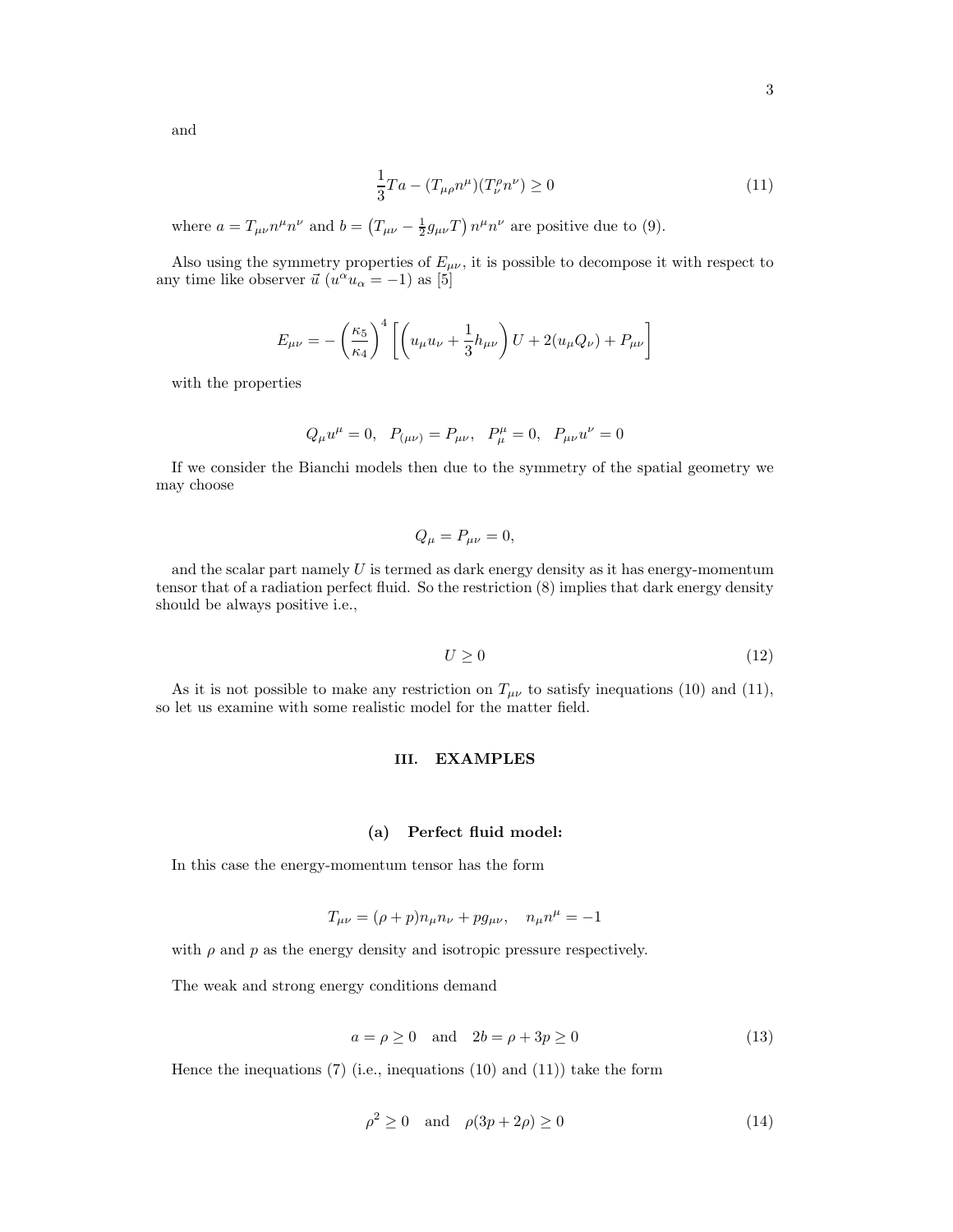and

$$\frac{1}{3}Ta - (T_{\mu\rho}n^{\mu})(T^{\rho}_{\nu}n^{\nu}) \geq 0 \tag{11}$$

where $a = T_{\mu\nu}n^{\mu}n^{\nu}$ and $b = \left(T_{\mu\nu} - \frac{1}{2}g_{\mu\nu}T\right)n^{\mu}n^{\nu}$ are positive due to (9).

Also using the symmetry properties of $E_{\mu\nu}$, it is possible to decompose it with respect to any time like observer $\vec{u}$ ($u^{\alpha}u_{\alpha} = -1$) as [5]

$$E_{\mu\nu} = -\left(\frac{\kappa_5}{\kappa_4}\right)^4 \left[\left(u_{\mu}u_{\nu} + \frac{1}{3}h_{\mu\nu}\right)U + 2(u_{\mu}Q_{\nu}) + P_{\mu\nu}\right]$$

with the properties

$$Q_{\mu}u^{\mu} = 0, \quad P_{(\mu\nu)} = P_{\mu\nu}, \quad P^{\mu}_{\mu} = 0, \quad P_{\mu\nu}u^{\nu} = 0$$

If we consider the Bianchi models then due to the symmetry of the spatial geometry we may choose

$$Q_{\mu} = P_{\mu\nu} = 0,$$

and the scalar part namely $U$ is termed as dark energy density as it has energy-momentum tensor that of a radiation perfect fluid. So the restriction (8) implies that dark energy density should be always positive i.e.,

$$U \geq 0 \tag{12}$$

As it is not possible to make any restriction on $T_{\mu\nu}$ to satisfy inequations (10) and (11), so let us examine with some realistic model for the matter field.

## III. EXAMPLES

### (a) Perfect fluid model:

In this case the energy-momentum tensor has the form

$$T_{\mu\nu} = (\rho + p)n_{\mu}n_{\nu} + pg_{\mu\nu}, \quad n_{\mu}n^{\mu} = -1$$

with $\rho$ and $p$ as the energy density and isotropic pressure respectively.

The weak and strong energy conditions demand

$$a = \rho \geq 0 \quad \text{and} \quad 2b = \rho + 3p \geq 0 \tag{13}$$

Hence the inequations (7) (i.e., inequations (10) and (11)) take the form

$$\rho^2 \geq 0 \quad \text{and} \quad \rho(3p + 2\rho) \geq 0 \tag{14}$$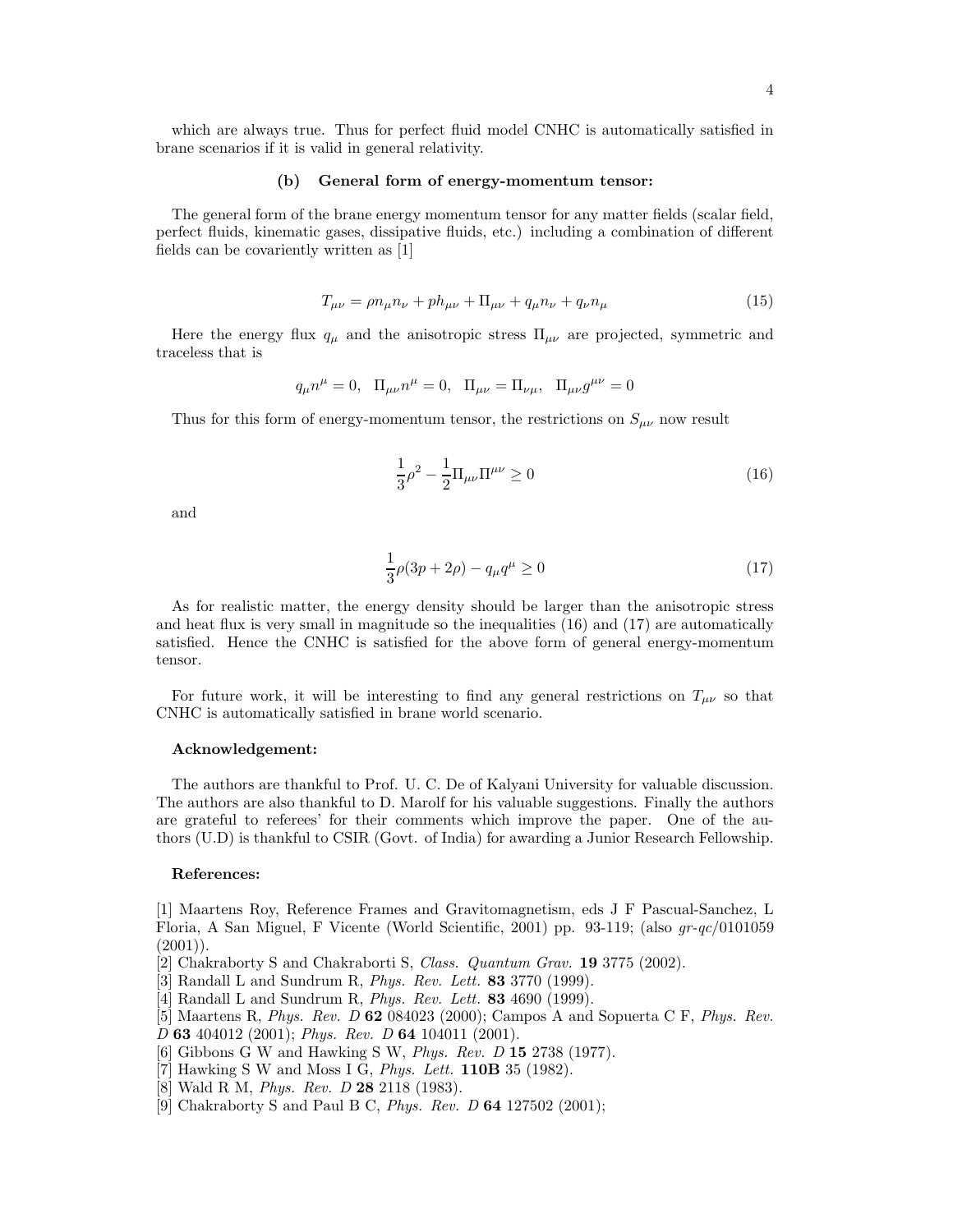which are always true. Thus for perfect fluid model CNHC is automatically satisfied in brane scenarios if it is valid in general relativity.

### (b) General form of energy-momentum tensor:

The general form of the brane energy momentum tensor for any matter fields (scalar field, perfect fluids, kinematic gases, dissipative fluids, etc.) including a combination of different fields can be covariently written as [1]

$$T_{\mu\nu} = \rho n_\mu n_\nu + p h_{\mu\nu} + \Pi_{\mu\nu} + q_\mu n_\nu + q_\nu n_\mu \tag{15}$$

Here the energy flux $q_\mu$ and the anisotropic stress $\Pi_{\mu\nu}$ are projected, symmetric and traceless that is

$$q_\mu n^\mu = 0, \quad \Pi_{\mu\nu} n^\mu = 0, \quad \Pi_{\mu\nu} = \Pi_{\nu\mu}, \quad \Pi_{\mu\nu} g^{\mu\nu} = 0$$

Thus for this form of energy-momentum tensor, the restrictions on $S_{\mu\nu}$ now result

$$\frac{1}{3}\rho^2 - \frac{1}{2}\Pi_{\mu\nu}\Pi^{\mu\nu} \geq 0 \tag{16}$$

and

$$\frac{1}{3}\rho(3p + 2\rho) - q_\mu q^\mu \geq 0 \tag{17}$$

As for realistic matter, the energy density should be larger than the anisotropic stress and heat flux is very small in magnitude so the inequalities (16) and (17) are automatically satisfied. Hence the CNHC is satisfied for the above form of general energy-momentum tensor.

For future work, it will be interesting to find any general restrictions on $T_{\mu\nu}$ so that CNHC is automatically satisfied in brane world scenario.

**Acknowledgement:**

The authors are thankful to Prof. U. C. De of Kalyani University for valuable discussion. The authors are also thankful to D. Marolf for his valuable suggestions. Finally the authors are grateful to referees' for their comments which improve the paper. One of the authors (U.D) is thankful to CSIR (Govt. of India) for awarding a Junior Research Fellowship.

**References:**

[1] Maartens Roy, Reference Frames and Gravitomagnetism, eds J F Pascual-Sanchez, L Floria, A San Miguel, F Vicente (World Scientific, 2001) pp. 93-119; (also *gr-qc*/0101059 (2001)).
[2] Chakraborty S and Chakraborti S, *Class. Quantum Grav.* **19** 3775 (2002).
[3] Randall L and Sundrum R, *Phys. Rev. Lett.* **83** 3770 (1999).
[4] Randall L and Sundrum R, *Phys. Rev. Lett.* **83** 4690 (1999).
[5] Maartens R, *Phys. Rev. D* **62** 084023 (2000); Campos A and Sopuerta C F, *Phys. Rev. D* **63** 404012 (2001); *Phys. Rev. D* **64** 104011 (2001).
[6] Gibbons G W and Hawking S W, *Phys. Rev. D* **15** 2738 (1977).
[7] Hawking S W and Moss I G, *Phys. Lett.* **110B** 35 (1982).
[8] Wald R M, *Phys. Rev. D* **28** 2118 (1983).
[9] Chakraborty S and Paul B C, *Phys. Rev. D* **64** 127502 (2001);